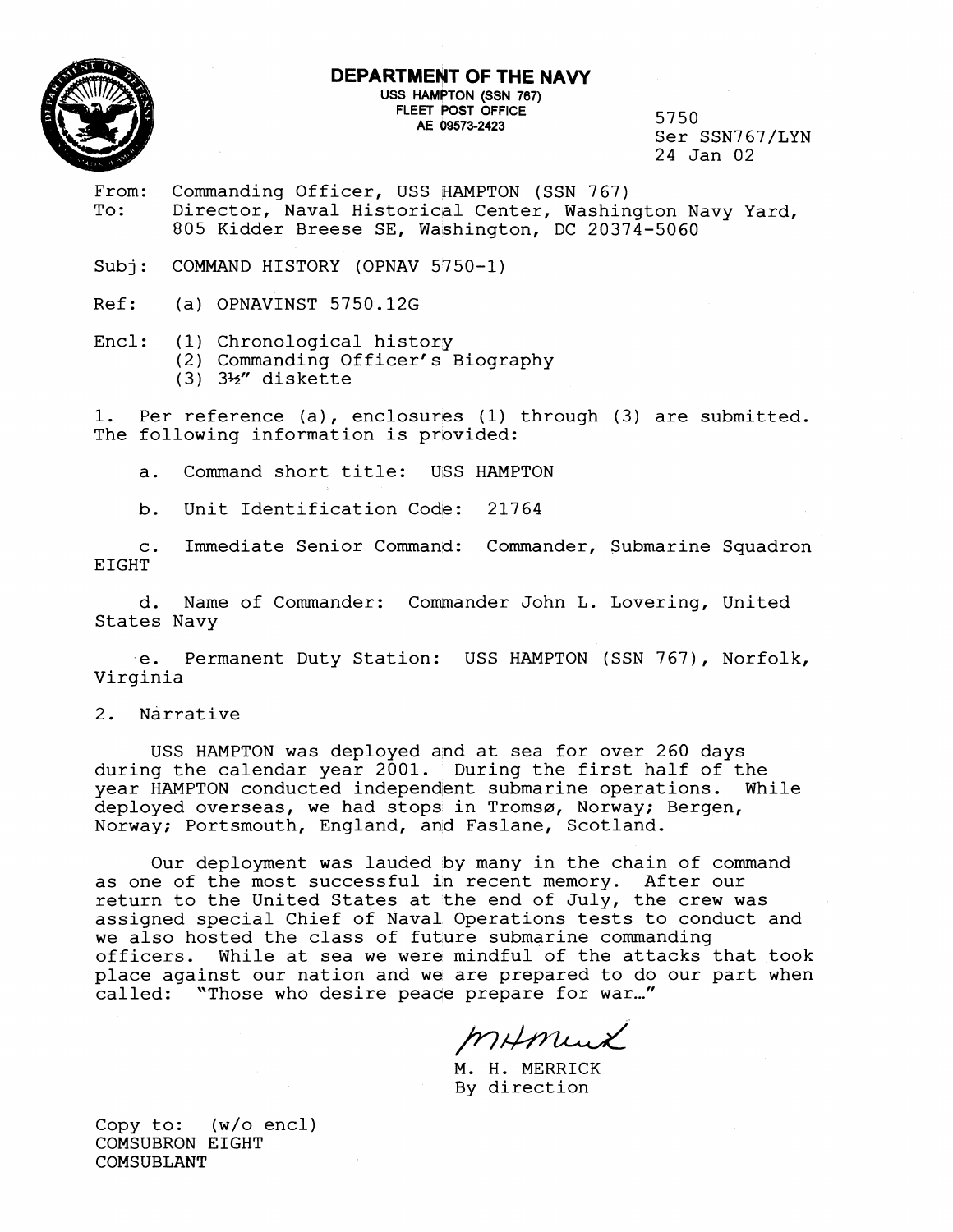# DEPARTMENT OF THE NAVY

USS HAMPTON (SSN 767)
FLEET POST OFFICE
AE 09573-2423

5750
Ser SSN767/LYN
24 Jan 02

From: Commanding Officer, USS HAMPTON (SSN 767)
To: Director, Naval Historical Center, Washington Navy Yard, 805 Kidder Breese SE, Washington, DC 20374-5060

Subj: COMMAND HISTORY (OPNAV 5750-1)

Ref: (a) OPNAVINST 5750.12G

Encl: (1) Chronological history
(2) Commanding Officer's Biography
(3) 3½" diskette

1. Per reference (a), enclosures (1) through (3) are submitted. The following information is provided:

   a. Command short title: USS HAMPTON

   b. Unit Identification Code: 21764

   c. Immediate Senior Command: Commander, Submarine Squadron EIGHT

   d. Name of Commander: Commander John L. Lovering, United States Navy

   e. Permanent Duty Station: USS HAMPTON (SSN 767), Norfolk, Virginia

2. Narrative

USS HAMPTON was deployed and at sea for over 260 days during the calendar year 2001. During the first half of the year HAMPTON conducted independent submarine operations. While deployed overseas, we had stops in Tromsø, Norway; Bergen, Norway; Portsmouth, England, and Faslane, Scotland.

Our deployment was lauded by many in the chain of command as one of the most successful in recent memory. After our return to the United States at the end of July, the crew was assigned special Chief of Naval Operations tests to conduct and we also hosted the class of future submarine commanding officers. While at sea we were mindful of the attacks that took place against our nation and we are prepared to do our part when called: "Those who desire peace prepare for war…"

M. H. MERRICK
By direction

Copy to: (w/o encl)
COMSUBRON EIGHT
COMSUBLANT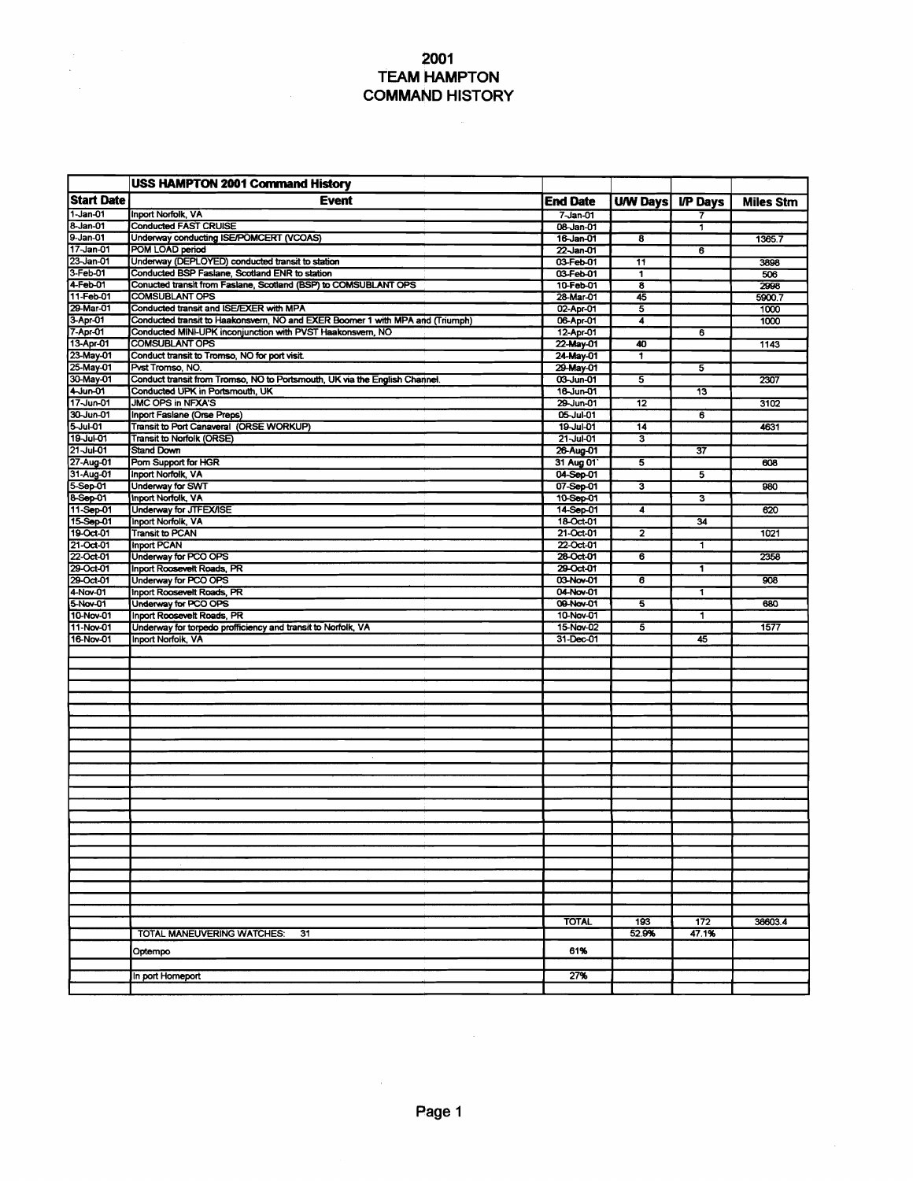# 2001
# TEAM HAMPTON
# COMMAND HISTORY

| | USS HAMPTON 2001 Command History | | | | |
|---|---|---|---|---|---|
| **Start Date** | **Event** | **End Date** | **U/W Days** | **I/P Days** | **Miles Stm** |
| 1-Jan-01 | Inport Norfolk, VA | 7-Jan-01 | | 7 | |
| 8-Jan-01 | Conducted FAST CRUISE | 08-Jan-01 | | 1 | |
| 9-Jan-01 | Underway conducting ISE/POMCERT (VCOAS) | 16-Jan-01 | 8 | | 1365.7 |
| 17-Jan-01 | POM LOAD period | 22-Jan-01 | | 6 | |
| 23-Jan-01 | Underway (DEPLOYED) conducted transit to station | 03-Feb-01 | 11 | | 3898 |
| 3-Feb-01 | Conducted BSP Faslane, Scotland ENR to station | 03-Feb-01 | 1 | | 506 |
| 4-Feb-01 | Conucted transit from Faslane, Scotland (BSP) to COMSUBLANT OPS | 10-Feb-01 | 8 | | 2998 |
| 11-Feb-01 | COMSUBLANT OPS | 28-Mar-01 | 45 | | 5900.7 |
| 29-Mar-01 | Conducted transit and ISE/EXER with MPA | 02-Apr-01 | 5 | | 1000 |
| 3-Apr-01 | Conducted transit to Haakonsvern, NO and EXER Boomer 1 with MPA and (Triumph) | 06-Apr-01 | 4 | | 1000 |
| 7-Apr-01 | Conducted MINI-UPK inconjunction with PVST Haakonsvern, NO | 12-Apr-01 | | 6 | |
| 13-Apr-01 | COMSUBLANT OPS | 22-May-01 | 40 | | 1143 |
| 23-May-01 | Conduct transit to Tromso, NO for port visit. | 24-May-01 | 1 | | |
| 25-May-01 | Pvst Tromso, NO. | 29-May-01 | | 5 | |
| 30-May-01 | Conduct transit from Tromso, NO to Portsmouth, UK via the English Channel. | 03-Jun-01 | 5 | | 2307 |
| 4-Jun-01 | Conducted UPK in Portsmouth, UK | 16-Jun-01 | | 13 | |
| 17-Jun-01 | JMC OPS in NFXA'S | 29-Jun-01 | 12 | | 3102 |
| 30-Jun-01 | Inport Faslane (Orse Preps) | 05-Jul-01 | | 6 | |
| 5-Jul-01 | Transit to Port Canaveral (ORSE WORKUP) | 19-Jul-01 | 14 | | 4631 |
| 19-Jul-01 | Transit to Norfolk (ORSE) | 21-Jul-01 | 3 | | |
| 21-Jul-01 | Stand Down | 26-Aug-01 | | 37 | |
| 27-Aug-01 | Pom Support for HGR | 31 Aug 01` | 5 | | 608 |
| 31-Aug-01 | Inport Norfolk, VA | 04-Sep-01 | | 5 | |
| 5-Sep-01 | Underway for SWT | 07-Sep-01 | 3 | | 980 |
| 8-Sep-01 | Inport Norfolk, VA | 10-Sep-01 | | 3 | |
| 11-Sep-01 | Underway for JTFEX/ISE | 14-Sep-01 | 4 | | 620 |
| 15-Sep-01 | Inport Norfolk, VA | 18-Oct-01 | | 34 | |
| 19-Oct-01 | Transit to PCAN | 21-Oct-01 | 2 | | 1021 |
| 21-Oct-01 | Inport PCAN | 22-Oct-01 | | 1 | |
| 22-Oct-01 | Underway for PCO OPS | 28-Oct-01 | 6 | | 2358 |
| 29-Oct-01 | Inport Roosevelt Roads, PR | 29-Oct-01 | | 1 | |
| 29-Oct-01 | Underway for PCO OPS | 03-Nov-01 | 6 | | 908 |
| 4-Nov-01 | Inport Roosevelt Roads, PR | 04-Nov-01 | | 1 | |
| 5-Nov-01 | Underway for PCO OPS | 09-Nov-01 | 5 | | 680 |
| 10-Nov-01 | Inport Roosevelt Roads, PR | 10-Nov-01 | | 1 | |
| 11-Nov-01 | Underway for torpedo profficiency and transit to Norfolk, VA | 15-Nov-02 | 5 | | 1577 |
| 16-Nov-01 | Inport Norfolk, VA | 31-Dec-01 | | 45 | |
| | | **TOTAL** | 193 | 172 | 38603.4 |
| | TOTAL MANEUVERING WATCHES: 31 | | 52.9% | 47.1% | |
| | Optempo | 61% | | | |
| | In port Homeport | 27% | | | |